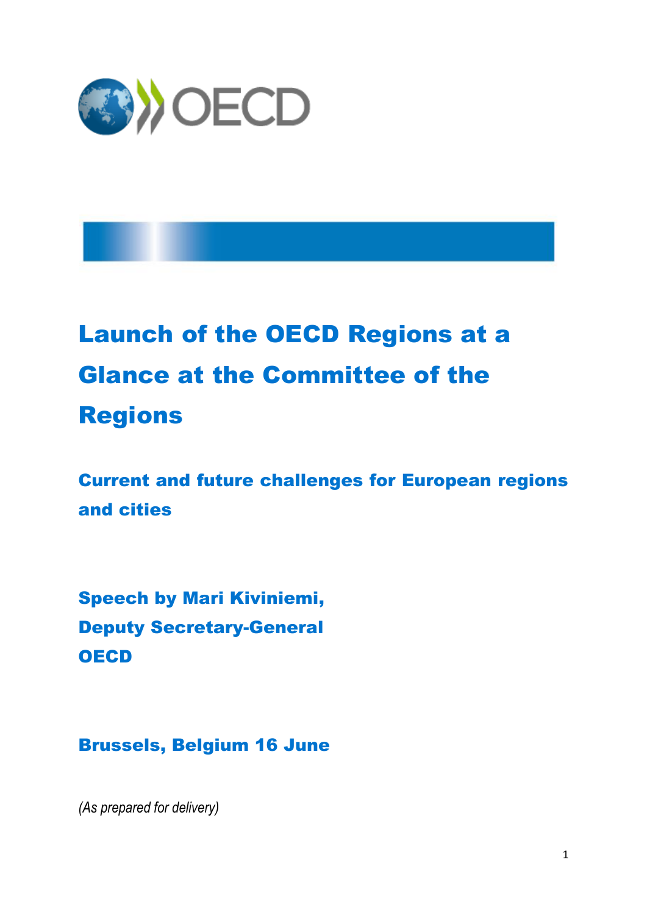# Launch of the OECD Regions at a Glance at the Committee of the Regions

## Current and future challenges for European regions and cities

### Speech by Mari Kiviniemi, Deputy Secretary-General OECD

### Brussels, Belgium 16 June

*(As prepared for delivery)*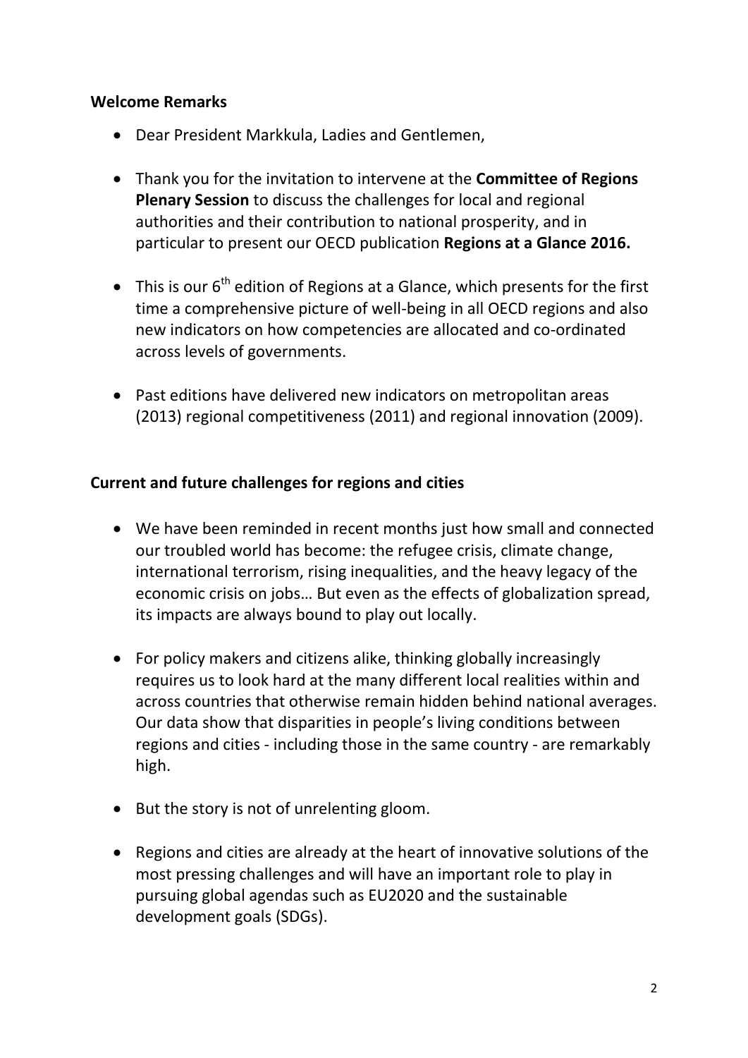**Welcome Remarks**

- Dear President Markkula, Ladies and Gentlemen,
- Thank you for the invitation to intervene at the **Committee of Regions Plenary Session** to discuss the challenges for local and regional authorities and their contribution to national prosperity, and in particular to present our OECD publication **Regions at a Glance 2016.**
- This is our 6th edition of Regions at a Glance, which presents for the first time a comprehensive picture of well-being in all OECD regions and also new indicators on how competencies are allocated and co-ordinated across levels of governments.
- Past editions have delivered new indicators on metropolitan areas (2013) regional competitiveness (2011) and regional innovation (2009).

**Current and future challenges for regions and cities**

- We have been reminded in recent months just how small and connected our troubled world has become: the refugee crisis, climate change, international terrorism, rising inequalities, and the heavy legacy of the economic crisis on jobs… But even as the effects of globalization spread, its impacts are always bound to play out locally.
- For policy makers and citizens alike, thinking globally increasingly requires us to look hard at the many different local realities within and across countries that otherwise remain hidden behind national averages. Our data show that disparities in people's living conditions between regions and cities - including those in the same country - are remarkably high.
- But the story is not of unrelenting gloom.
- Regions and cities are already at the heart of innovative solutions of the most pressing challenges and will have an important role to play in pursuing global agendas such as EU2020 and the sustainable development goals (SDGs).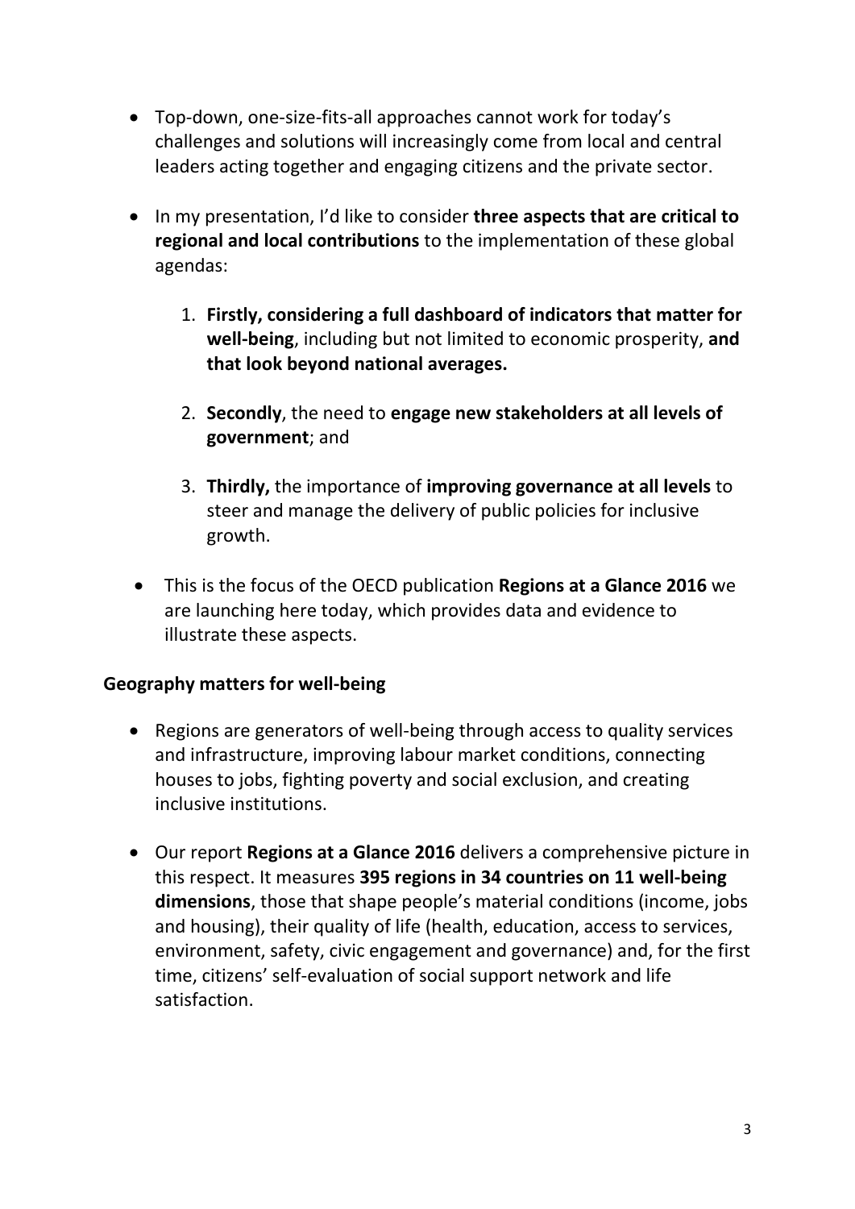- Top-down, one-size-fits-all approaches cannot work for today's challenges and solutions will increasingly come from local and central leaders acting together and engaging citizens and the private sector.

- In my presentation, I'd like to consider **three aspects that are critical to regional and local contributions** to the implementation of these global agendas:

    1. **Firstly, considering a full dashboard of indicators that matter for well-being**, including but not limited to economic prosperity, **and that look beyond national averages.**

    2. **Secondly**, the need to **engage new stakeholders at all levels of government**; and

    3. **Thirdly,** the importance of **improving governance at all levels** to steer and manage the delivery of public policies for inclusive growth.

- This is the focus of the OECD publication **Regions at a Glance 2016** we are launching here today, which provides data and evidence to illustrate these aspects.

**Geography matters for well-being**

- Regions are generators of well-being through access to quality services and infrastructure, improving labour market conditions, connecting houses to jobs, fighting poverty and social exclusion, and creating inclusive institutions.

- Our report **Regions at a Glance 2016** delivers a comprehensive picture in this respect. It measures **395 regions in 34 countries on 11 well-being dimensions**, those that shape people's material conditions (income, jobs and housing), their quality of life (health, education, access to services, environment, safety, civic engagement and governance) and, for the first time, citizens' self-evaluation of social support network and life satisfaction.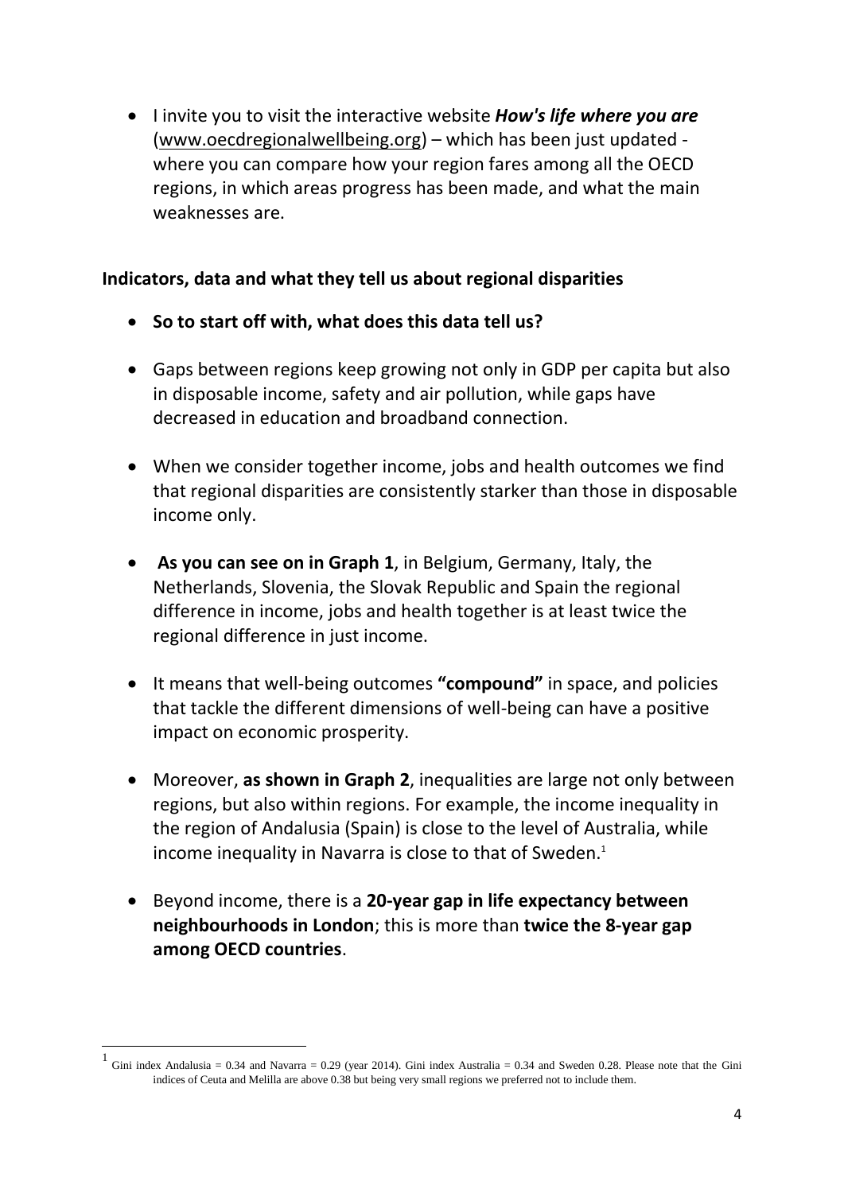- I invite you to visit the interactive website ***How's life where you are*** (www.oecdregionalwellbeing.org) – which has been just updated - where you can compare how your region fares among all the OECD regions, in which areas progress has been made, and what the main weaknesses are.

## Indicators, data and what they tell us about regional disparities

- **So to start off with, what does this data tell us?**

- Gaps between regions keep growing not only in GDP per capita but also in disposable income, safety and air pollution, while gaps have decreased in education and broadband connection.

- When we consider together income, jobs and health outcomes we find that regional disparities are consistently starker than those in disposable income only.

- **As you can see on in Graph 1**, in Belgium, Germany, Italy, the Netherlands, Slovenia, the Slovak Republic and Spain the regional difference in income, jobs and health together is at least twice the regional difference in just income.

- It means that well-being outcomes **"compound"** in space, and policies that tackle the different dimensions of well-being can have a positive impact on economic prosperity.

- Moreover, **as shown in Graph 2**, inequalities are large not only between regions, but also within regions. For example, the income inequality in the region of Andalusia (Spain) is close to the level of Australia, while income inequality in Navarra is close to that of Sweden.[1]

- Beyond income, there is a **20-year gap in life expectancy between neighbourhoods in London**; this is more than **twice the 8-year gap among OECD countries**.

---

[1] Gini index Andalusia = 0.34 and Navarra = 0.29 (year 2014). Gini index Australia = 0.34 and Sweden 0.28. Please note that the Gini indices of Ceuta and Melilla are above 0.38 but being very small regions we preferred not to include them.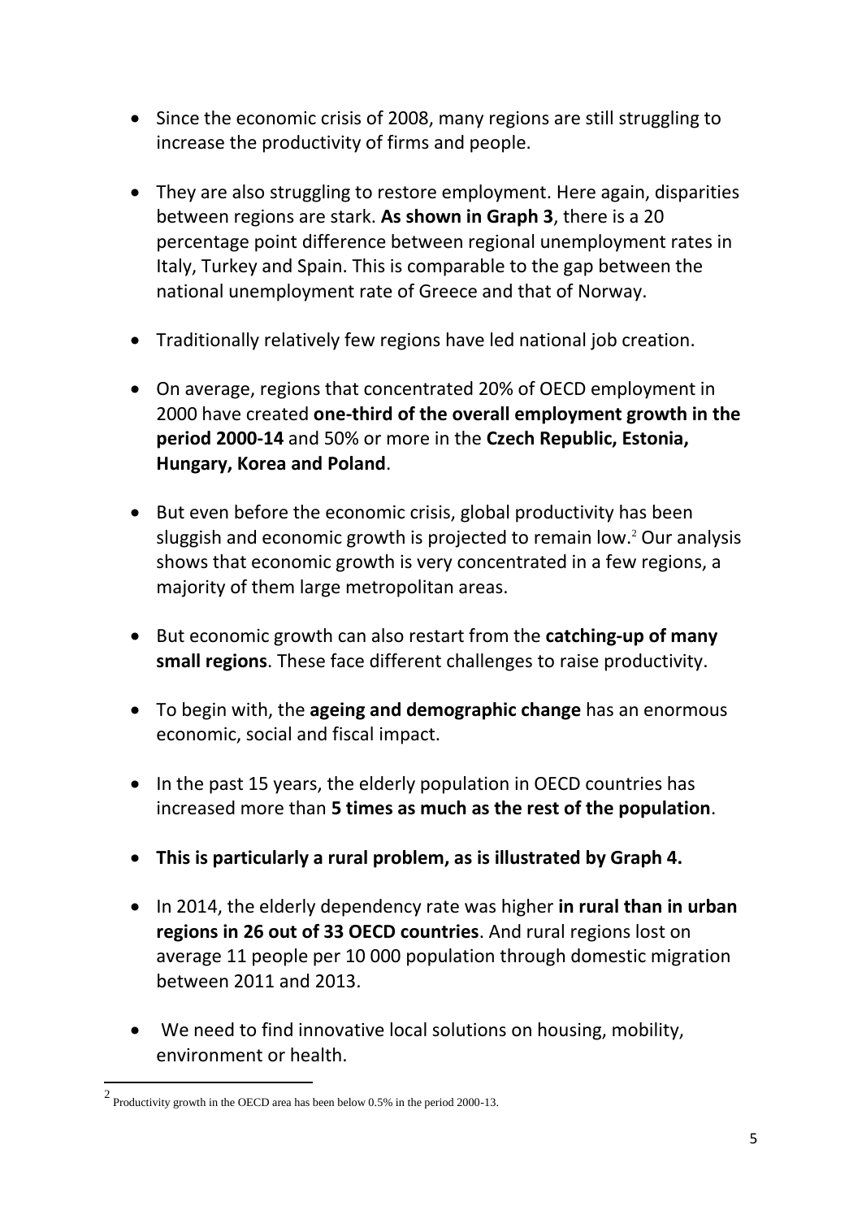- Since the economic crisis of 2008, many regions are still struggling to increase the productivity of firms and people.

- They are also struggling to restore employment. Here again, disparities between regions are stark. **As shown in Graph 3**, there is a 20 percentage point difference between regional unemployment rates in Italy, Turkey and Spain. This is comparable to the gap between the national unemployment rate of Greece and that of Norway.

- Traditionally relatively few regions have led national job creation.

- On average, regions that concentrated 20% of OECD employment in 2000 have created **one-third of the overall employment growth in the period 2000-14** and 50% or more in the **Czech Republic, Estonia, Hungary, Korea and Poland**.

- But even before the economic crisis, global productivity has been sluggish and economic growth is projected to remain low.[2] Our analysis shows that economic growth is very concentrated in a few regions, a majority of them large metropolitan areas.

- But economic growth can also restart from the **catching-up of many small regions**. These face different challenges to raise productivity.

- To begin with, the **ageing and demographic change** has an enormous economic, social and fiscal impact.

- In the past 15 years, the elderly population in OECD countries has increased more than **5 times as much as the rest of the population**.

- **This is particularly a rural problem, as is illustrated by Graph 4.**

- In 2014, the elderly dependency rate was higher **in rural than in urban regions in 26 out of 33 OECD countries**. And rural regions lost on average 11 people per 10 000 population through domestic migration between 2011 and 2013.

- We need to find innovative local solutions on housing, mobility, environment or health.

[2] Productivity growth in the OECD area has been below 0.5% in the period 2000-13.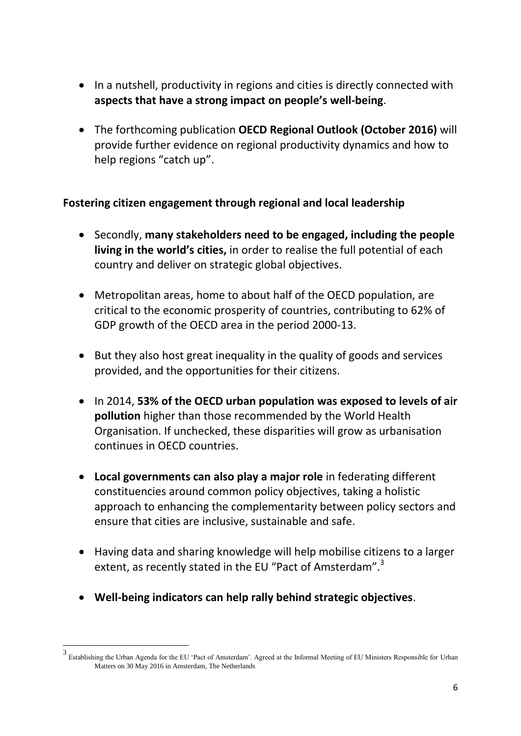- In a nutshell, productivity in regions and cities is directly connected with **aspects that have a strong impact on people's well-being**.

- The forthcoming publication **OECD Regional Outlook (October 2016)** will provide further evidence on regional productivity dynamics and how to help regions "catch up".

**Fostering citizen engagement through regional and local leadership**

- Secondly, **many stakeholders need to be engaged, including the people living in the world's cities,** in order to realise the full potential of each country and deliver on strategic global objectives.

- Metropolitan areas, home to about half of the OECD population, are critical to the economic prosperity of countries, contributing to 62% of GDP growth of the OECD area in the period 2000-13.

- But they also host great inequality in the quality of goods and services provided, and the opportunities for their citizens.

- In 2014, **53% of the OECD urban population was exposed to levels of air pollution** higher than those recommended by the World Health Organisation. If unchecked, these disparities will grow as urbanisation continues in OECD countries.

- **Local governments can also play a major role** in federating different constituencies around common policy objectives, taking a holistic approach to enhancing the complementarity between policy sectors and ensure that cities are inclusive, sustainable and safe.

- Having data and sharing knowledge will help mobilise citizens to a larger extent, as recently stated in the EU "Pact of Amsterdam".[3]

- **Well-being indicators can help rally behind strategic objectives**.

[3] Establishing the Urban Agenda for the EU 'Pact of Amsterdam'. Agreed at the Informal Meeting of EU Ministers Responsible for Urban Matters on 30 May 2016 in Amsterdam, The Netherlands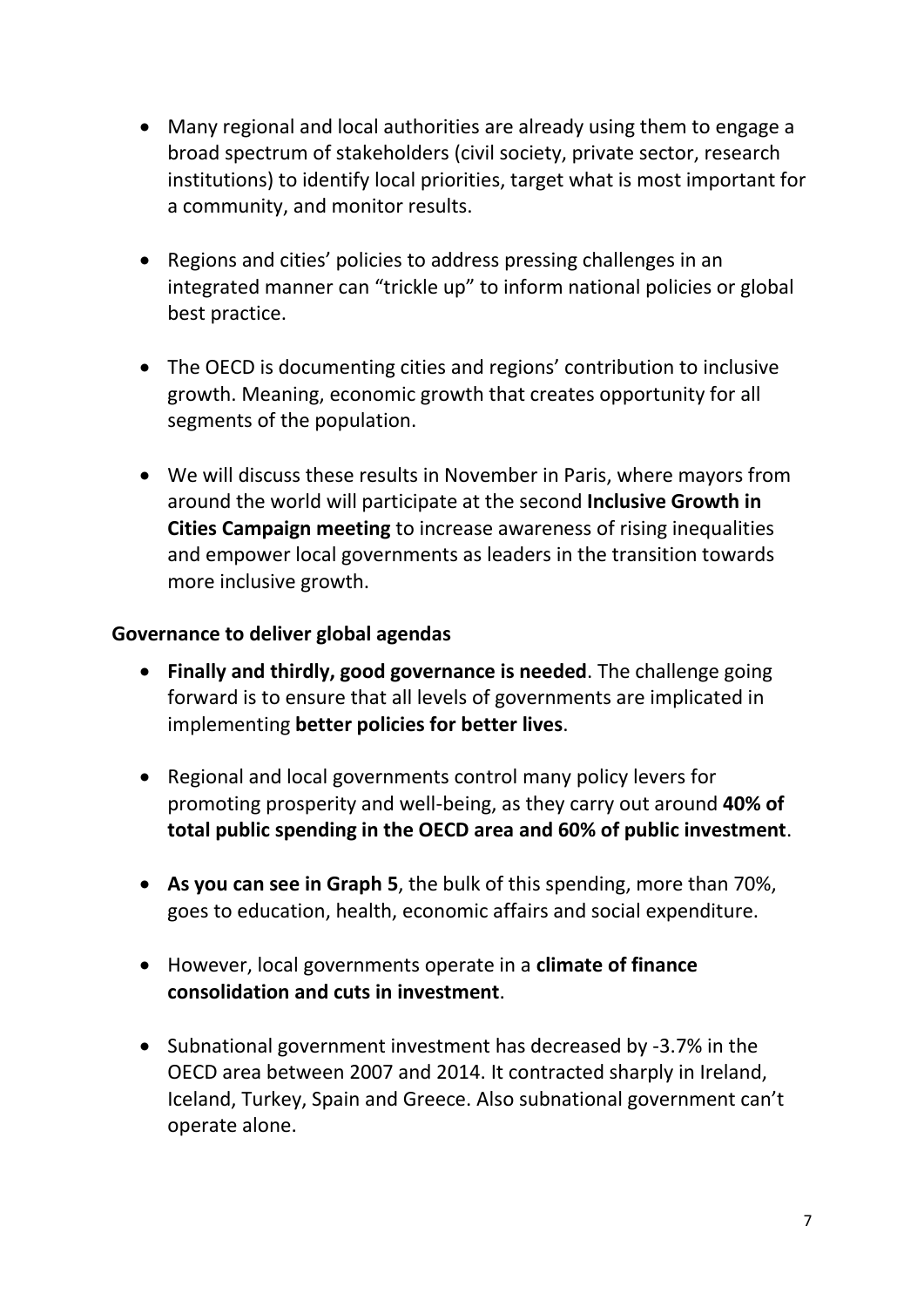- Many regional and local authorities are already using them to engage a broad spectrum of stakeholders (civil society, private sector, research institutions) to identify local priorities, target what is most important for a community, and monitor results.

- Regions and cities' policies to address pressing challenges in an integrated manner can "trickle up" to inform national policies or global best practice.

- The OECD is documenting cities and regions' contribution to inclusive growth. Meaning, economic growth that creates opportunity for all segments of the population.

- We will discuss these results in November in Paris, where mayors from around the world will participate at the second **Inclusive Growth in Cities Campaign meeting** to increase awareness of rising inequalities and empower local governments as leaders in the transition towards more inclusive growth.

**Governance to deliver global agendas**

- **Finally and thirdly, good governance is needed**. The challenge going forward is to ensure that all levels of governments are implicated in implementing **better policies for better lives**.

- Regional and local governments control many policy levers for promoting prosperity and well-being, as they carry out around **40% of total public spending in the OECD area and 60% of public investment**.

- **As you can see in Graph 5**, the bulk of this spending, more than 70%, goes to education, health, economic affairs and social expenditure.

- However, local governments operate in a **climate of finance consolidation and cuts in investment**.

- Subnational government investment has decreased by -3.7% in the OECD area between 2007 and 2014. It contracted sharply in Ireland, Iceland, Turkey, Spain and Greece. Also subnational government can't operate alone.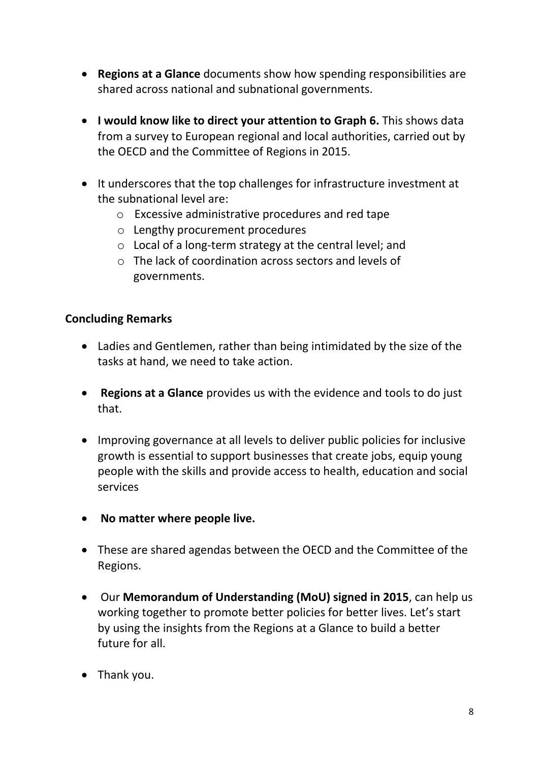- **Regions at a Glance** documents show how spending responsibilities are shared across national and subnational governments.

- **I would know like to direct your attention to Graph 6.** This shows data from a survey to European regional and local authorities, carried out by the OECD and the Committee of Regions in 2015.

- It underscores that the top challenges for infrastructure investment at the subnational level are:
  - Excessive administrative procedures and red tape
  - Lengthy procurement procedures
  - Local of a long-term strategy at the central level; and
  - The lack of coordination across sectors and levels of governments.

**Concluding Remarks**

- Ladies and Gentlemen, rather than being intimidated by the size of the tasks at hand, we need to take action.

- **Regions at a Glance** provides us with the evidence and tools to do just that.

- Improving governance at all levels to deliver public policies for inclusive growth is essential to support businesses that create jobs, equip young people with the skills and provide access to health, education and social services

- **No matter where people live.**

- These are shared agendas between the OECD and the Committee of the Regions.

- Our **Memorandum of Understanding (MoU) signed in 2015**, can help us working together to promote better policies for better lives. Let's start by using the insights from the Regions at a Glance to build a better future for all.

- Thank you.